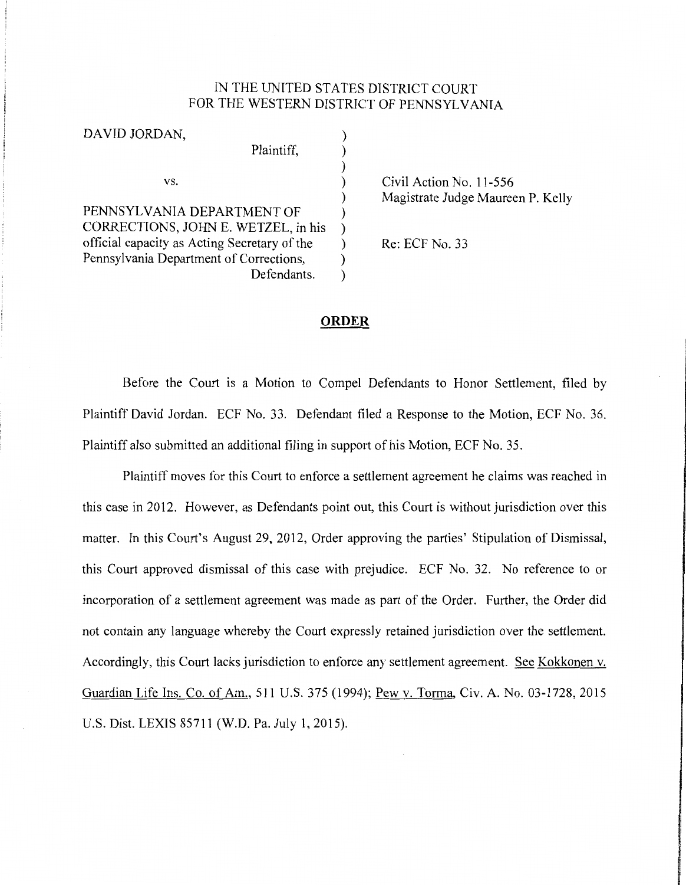IN THE UNITED STATES DISTRICT COURT
FOR THE WESTERN DISTRICT OF PENNSYLVANIA

| | | |
|---|---|---|
| DAVID JORDAN, Plaintiff, | ) | |
| vs. | ) | Civil Action No. 11-556 |
| | ) | Magistrate Judge Maureen P. Kelly |
| PENNSYLVANIA DEPARTMENT OF CORRECTIONS, JOHN E. WETZEL, in his official capacity as Acting Secretary of the Pennsylvania Department of Corrections, Defendants. | ) | Re: ECF No. 33 |

## ORDER

Before the Court is a Motion to Compel Defendants to Honor Settlement, filed by Plaintiff David Jordan. ECF No. 33. Defendant filed a Response to the Motion, ECF No. 36. Plaintiff also submitted an additional filing in support of his Motion, ECF No. 35.

Plaintiff moves for this Court to enforce a settlement agreement he claims was reached in this case in 2012. However, as Defendants point out, this Court is without jurisdiction over this matter. In this Court's August 29, 2012, Order approving the parties' Stipulation of Dismissal, this Court approved dismissal of this case with prejudice. ECF No. 32. No reference to or incorporation of a settlement agreement was made as part of the Order. Further, the Order did not contain any language whereby the Court expressly retained jurisdiction over the settlement. Accordingly, this Court lacks jurisdiction to enforce any settlement agreement. See Kokkonen v. Guardian Life Ins. Co. of Am., 511 U.S. 375 (1994); Pew v. Torma, Civ. A. No. 03-1728, 2015 U.S. Dist. LEXIS 85711 (W.D. Pa. July 1, 2015).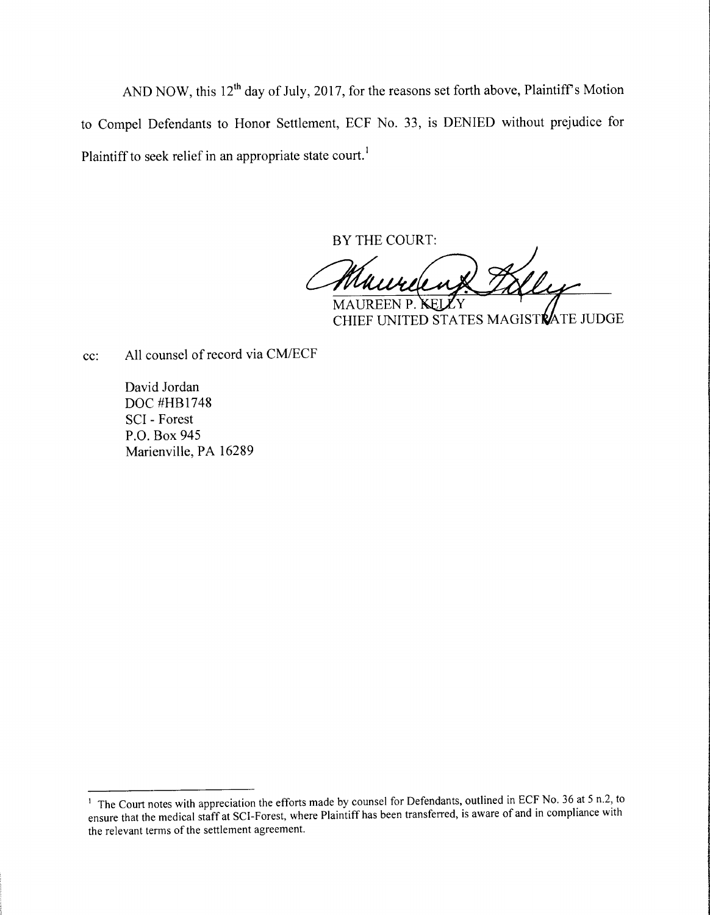AND NOW, this 12th day of July, 2017, for the reasons set forth above, Plaintiff's Motion to Compel Defendants to Honor Settlement, ECF No. 33, is DENIED without prejudice for Plaintiff to seek relief in an appropriate state court.[1]

BY THE COURT:

MAUREEN P. KELLY
CHIEF UNITED STATES MAGISTRATE JUDGE

cc: All counsel of record via CM/ECF

David Jordan
DOC #HB1748
SCI - Forest
P.O. Box 945
Marienville, PA 16289

---

[1] The Court notes with appreciation the efforts made by counsel for Defendants, outlined in ECF No. 36 at 5 n.2, to ensure that the medical staff at SCI-Forest, where Plaintiff has been transferred, is aware of and in compliance with the relevant terms of the settlement agreement.